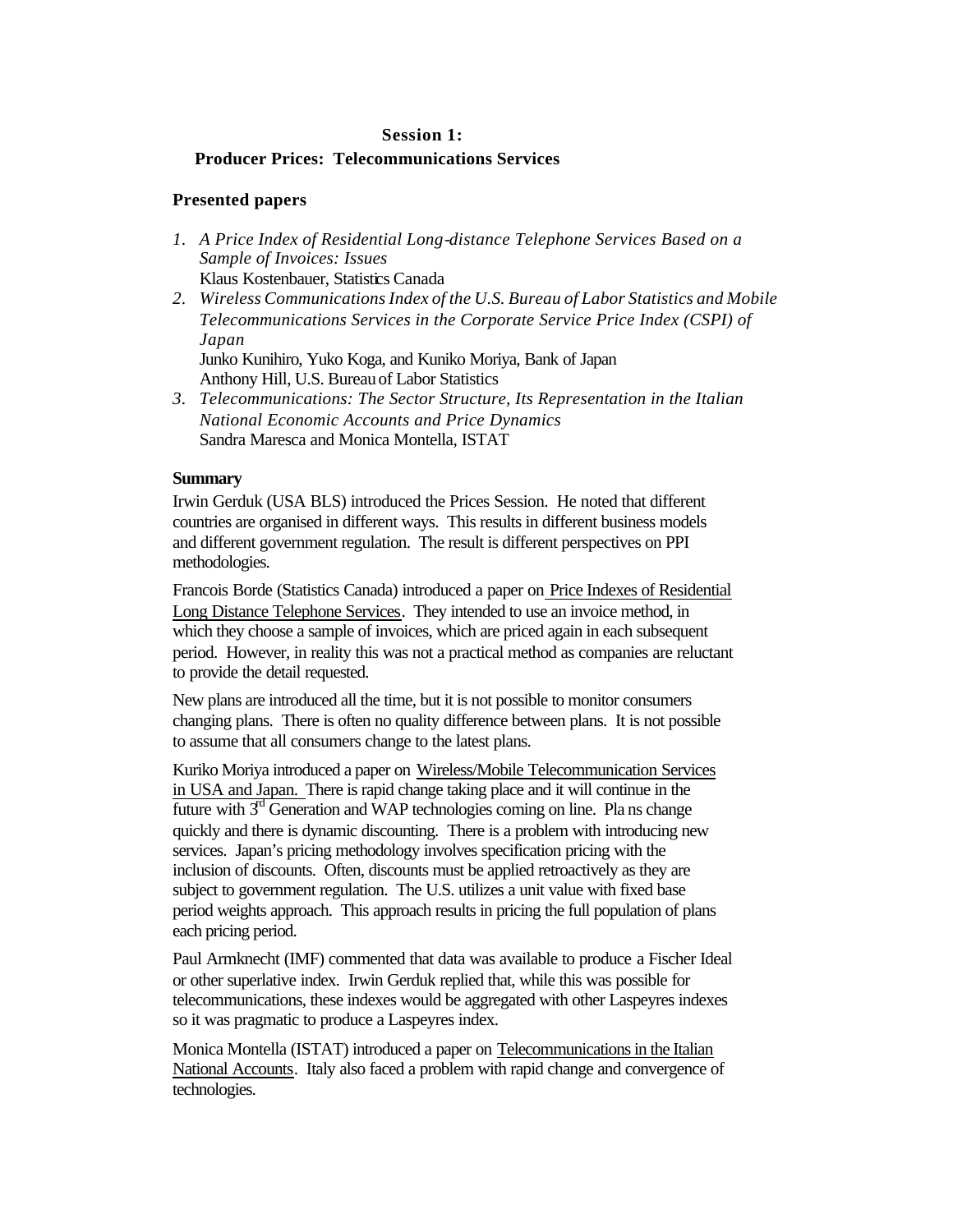## Session 1:

## Producer Prices: Telecommunications Services

### Presented papers

1. *A Price Index of Residential Long-distance Telephone Services Based on a Sample of Invoices: Issues*
   Klaus Kostenbauer, Statistics Canada
2. *Wireless Communications Index of the U.S. Bureau of Labor Statistics and Mobile Telecommunications Services in the Corporate Service Price Index (CSPI) of Japan*
   Junko Kunihiro, Yuko Koga, and Kuniko Moriya, Bank of Japan
   Anthony Hill, U.S. Bureau of Labor Statistics
3. *Telecommunications: The Sector Structure, Its Representation in the Italian National Economic Accounts and Price Dynamics*
   Sandra Maresca and Monica Montella, ISTAT

**Summary**

Irwin Gerduk (USA BLS) introduced the Prices Session. He noted that different countries are organised in different ways. This results in different business models and different government regulation. The result is different perspectives on PPI methodologies.

Francois Borde (Statistics Canada) introduced a paper on Price Indexes of Residential Long Distance Telephone Services. They intended to use an invoice method, in which they choose a sample of invoices, which are priced again in each subsequent period. However, in reality this was not a practical method as companies are reluctant to provide the detail requested.

New plans are introduced all the time, but it is not possible to monitor consumers changing plans. There is often no quality difference between plans. It is not possible to assume that all consumers change to the latest plans.

Kuriko Moriya introduced a paper on Wireless/Mobile Telecommunication Services in USA and Japan. There is rapid change taking place and it will continue in the future with 3rd Generation and WAP technologies coming on line. Pla ns change quickly and there is dynamic discounting. There is a problem with introducing new services. Japan's pricing methodology involves specification pricing with the inclusion of discounts. Often, discounts must be applied retroactively as they are subject to government regulation. The U.S. utilizes a unit value with fixed base period weights approach. This approach results in pricing the full population of plans each pricing period.

Paul Armknecht (IMF) commented that data was available to produce a Fischer Ideal or other superlative index. Irwin Gerduk replied that, while this was possible for telecommunications, these indexes would be aggregated with other Laspeyres indexes so it was pragmatic to produce a Laspeyres index.

Monica Montella (ISTAT) introduced a paper on Telecommunications in the Italian National Accounts. Italy also faced a problem with rapid change and convergence of technologies.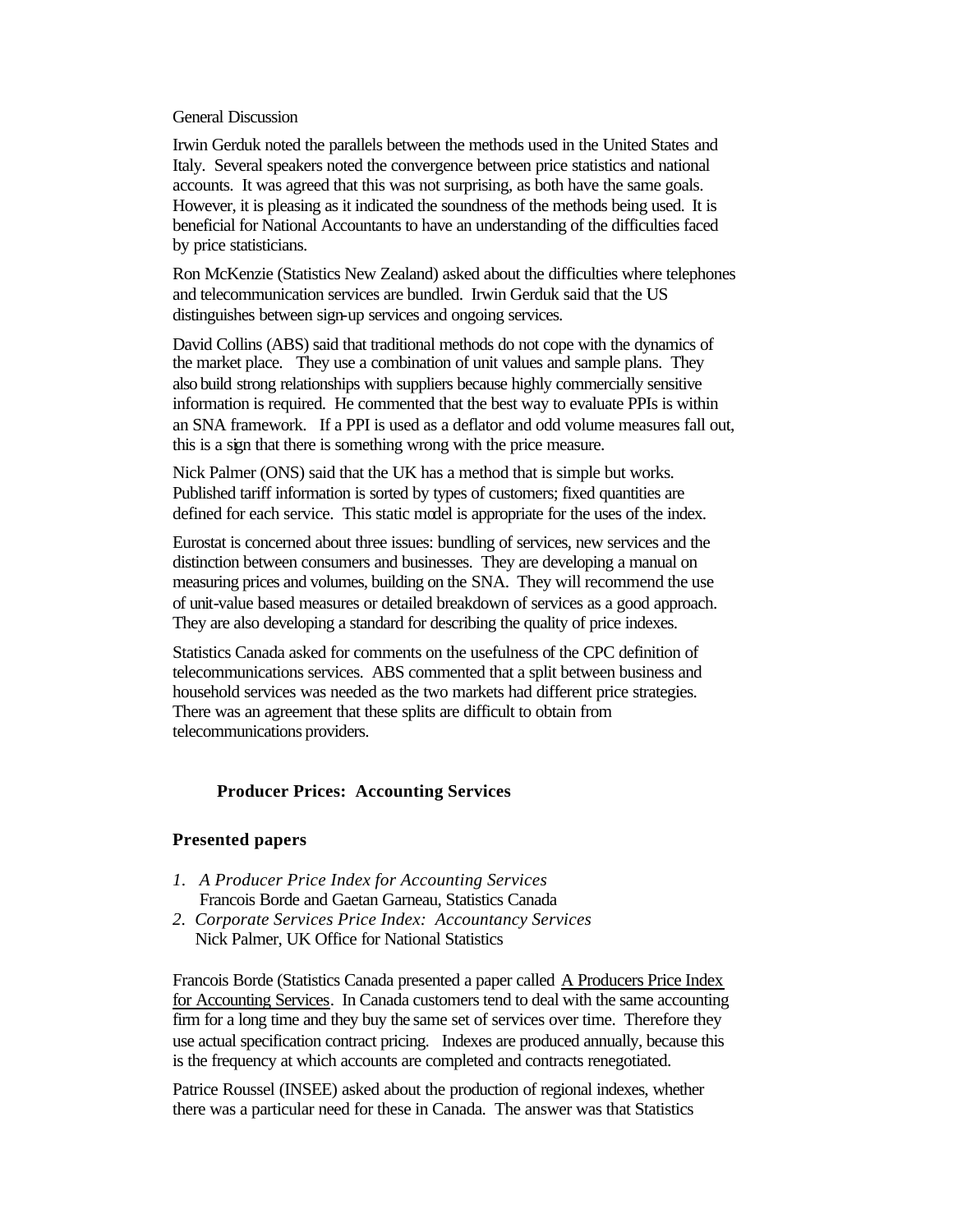General Discussion

Irwin Gerduk noted the parallels between the methods used in the United States and Italy. Several speakers noted the convergence between price statistics and national accounts. It was agreed that this was not surprising, as both have the same goals. However, it is pleasing as it indicated the soundness of the methods being used. It is beneficial for National Accountants to have an understanding of the difficulties faced by price statisticians.

Ron McKenzie (Statistics New Zealand) asked about the difficulties where telephones and telecommunication services are bundled. Irwin Gerduk said that the US distinguishes between sign-up services and ongoing services.

David Collins (ABS) said that traditional methods do not cope with the dynamics of the market place. They use a combination of unit values and sample plans. They also build strong relationships with suppliers because highly commercially sensitive information is required. He commented that the best way to evaluate PPIs is within an SNA framework. If a PPI is used as a deflator and odd volume measures fall out, this is a sign that there is something wrong with the price measure.

Nick Palmer (ONS) said that the UK has a method that is simple but works. Published tariff information is sorted by types of customers; fixed quantities are defined for each service. This static model is appropriate for the uses of the index.

Eurostat is concerned about three issues: bundling of services, new services and the distinction between consumers and businesses. They are developing a manual on measuring prices and volumes, building on the SNA. They will recommend the use of unit-value based measures or detailed breakdown of services as a good approach. They are also developing a standard for describing the quality of price indexes.

Statistics Canada asked for comments on the usefulness of the CPC definition of telecommunications services. ABS commented that a split between business and household services was needed as the two markets had different price strategies. There was an agreement that these splits are difficult to obtain from telecommunications providers.

## Producer Prices: Accounting Services

### Presented papers

1. *A Producer Price Index for Accounting Services*
   Francois Borde and Gaetan Garneau, Statistics Canada
2. *Corporate Services Price Index: Accountancy Services*
   Nick Palmer, UK Office for National Statistics

Francois Borde (Statistics Canada presented a paper called A Producers Price Index for Accounting Services. In Canada customers tend to deal with the same accounting firm for a long time and they buy the same set of services over time. Therefore they use actual specification contract pricing. Indexes are produced annually, because this is the frequency at which accounts are completed and contracts renegotiated.

Patrice Roussel (INSEE) asked about the production of regional indexes, whether there was a particular need for these in Canada. The answer was that Statistics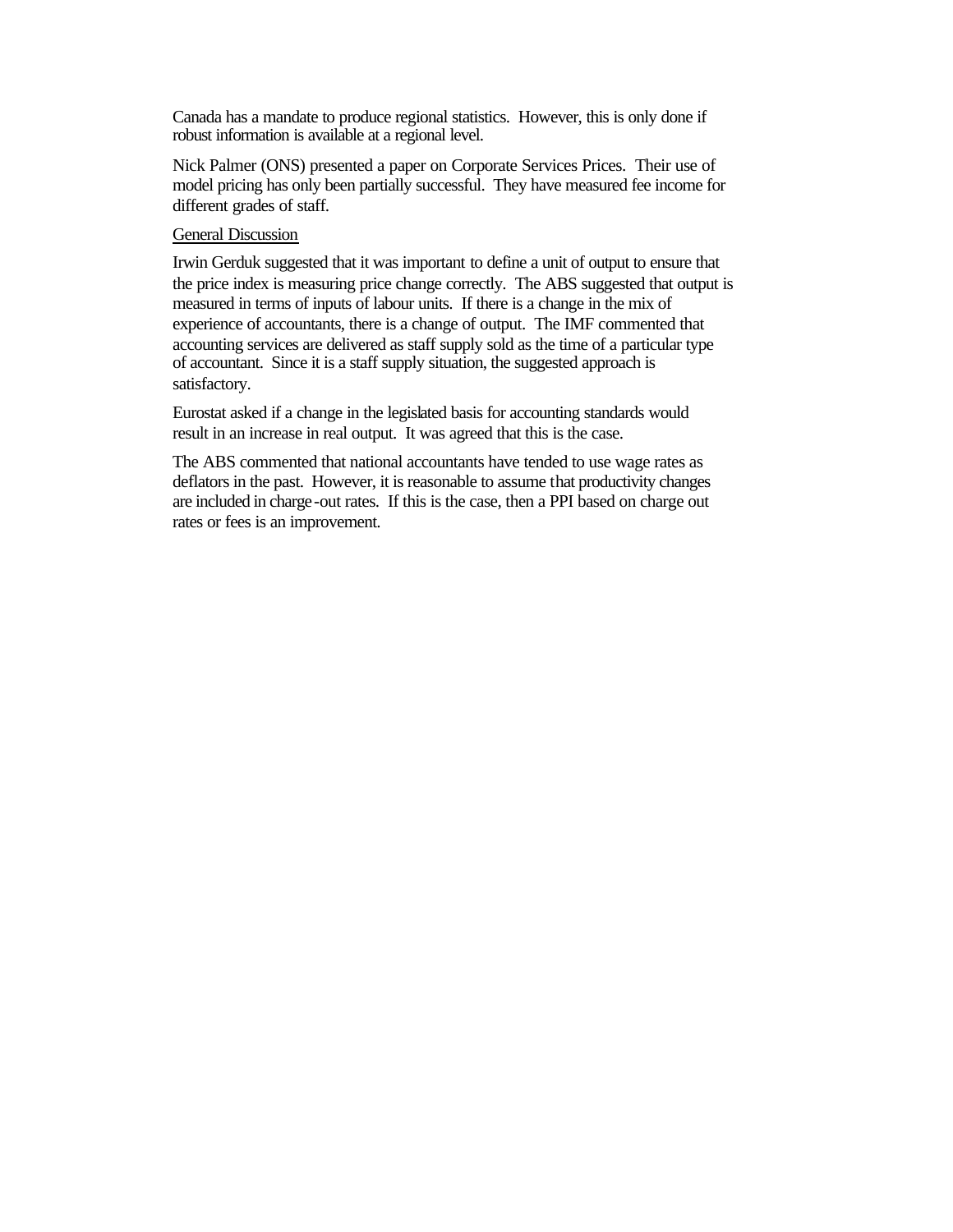Canada has a mandate to produce regional statistics. However, this is only done if robust information is available at a regional level.

Nick Palmer (ONS) presented a paper on Corporate Services Prices. Their use of model pricing has only been partially successful. They have measured fee income for different grades of staff.

<u>General Discussion</u>

Irwin Gerduk suggested that it was important to define a unit of output to ensure that the price index is measuring price change correctly. The ABS suggested that output is measured in terms of inputs of labour units. If there is a change in the mix of experience of accountants, there is a change of output. The IMF commented that accounting services are delivered as staff supply sold as the time of a particular type of accountant. Since it is a staff supply situation, the suggested approach is satisfactory.

Eurostat asked if a change in the legislated basis for accounting standards would result in an increase in real output. It was agreed that this is the case.

The ABS commented that national accountants have tended to use wage rates as deflators in the past. However, it is reasonable to assume that productivity changes are included in charge-out rates. If this is the case, then a PPI based on charge out rates or fees is an improvement.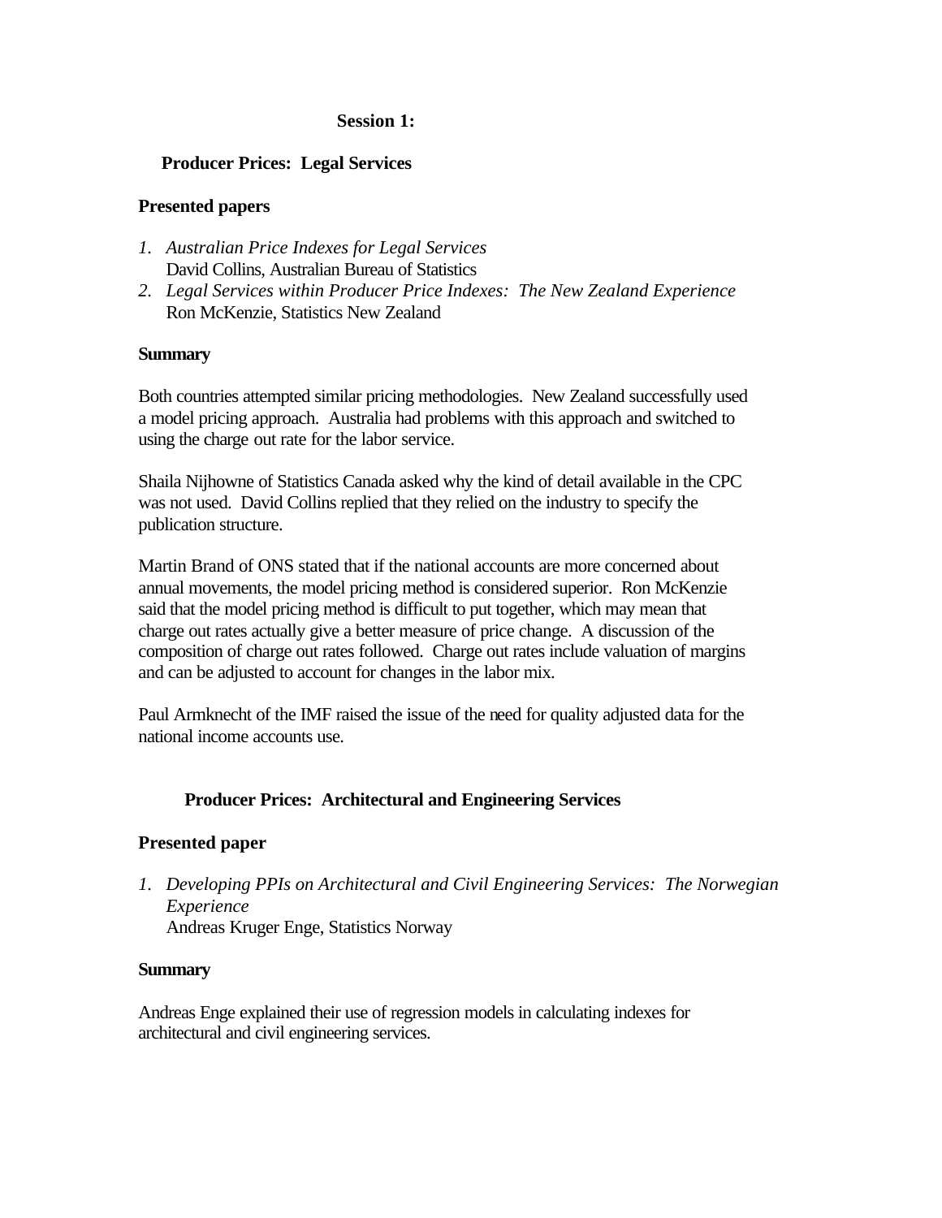## Session 1:

### Producer Prices: Legal Services

**Presented papers**

1. *Australian Price Indexes for Legal Services*
   David Collins, Australian Bureau of Statistics
2. *Legal Services within Producer Price Indexes: The New Zealand Experience*
   Ron McKenzie, Statistics New Zealand

**Summary**

Both countries attempted similar pricing methodologies. New Zealand successfully used a model pricing approach. Australia had problems with this approach and switched to using the charge out rate for the labor service.

Shaila Nijhowne of Statistics Canada asked why the kind of detail available in the CPC was not used. David Collins replied that they relied on the industry to specify the publication structure.

Martin Brand of ONS stated that if the national accounts are more concerned about annual movements, the model pricing method is considered superior. Ron McKenzie said that the model pricing method is difficult to put together, which may mean that charge out rates actually give a better measure of price change. A discussion of the composition of charge out rates followed. Charge out rates include valuation of margins and can be adjusted to account for changes in the labor mix.

Paul Armknecht of the IMF raised the issue of the need for quality adjusted data for the national income accounts use.

### Producer Prices: Architectural and Engineering Services

**Presented paper**

1. *Developing PPIs on Architectural and Civil Engineering Services: The Norwegian Experience*
   Andreas Kruger Enge, Statistics Norway

**Summary**

Andreas Enge explained their use of regression models in calculating indexes for architectural and civil engineering services.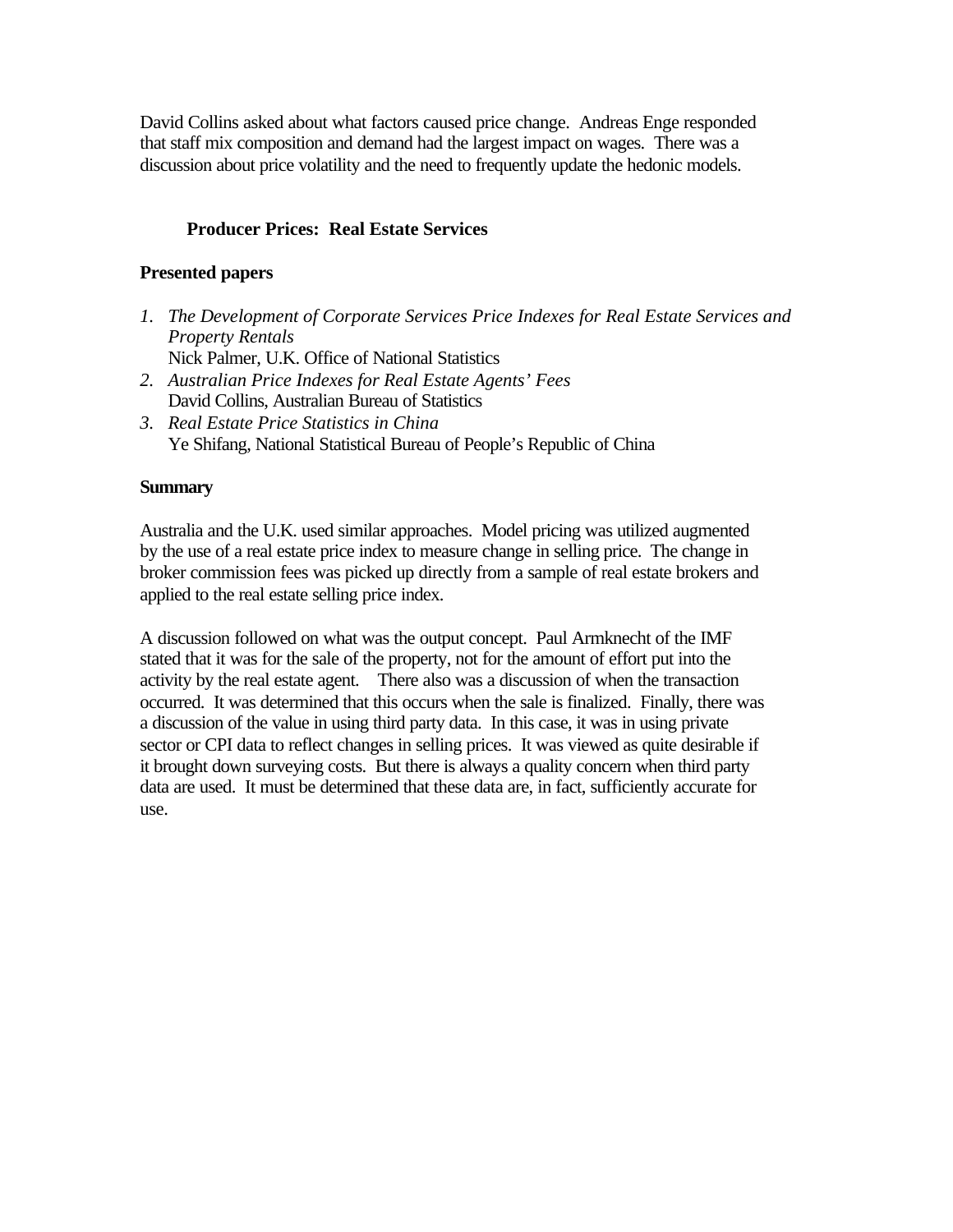David Collins asked about what factors caused price change. Andreas Enge responded that staff mix composition and demand had the largest impact on wages. There was a discussion about price volatility and the need to frequently update the hedonic models.

## Producer Prices: Real Estate Services

### Presented papers

1. *The Development of Corporate Services Price Indexes for Real Estate Services and Property Rentals*
   Nick Palmer, U.K. Office of National Statistics
2. *Australian Price Indexes for Real Estate Agents' Fees*
   David Collins, Australian Bureau of Statistics
3. *Real Estate Price Statistics in China*
   Ye Shifang, National Statistical Bureau of People's Republic of China

### Summary

Australia and the U.K. used similar approaches. Model pricing was utilized augmented by the use of a real estate price index to measure change in selling price. The change in broker commission fees was picked up directly from a sample of real estate brokers and applied to the real estate selling price index.

A discussion followed on what was the output concept. Paul Armknecht of the IMF stated that it was for the sale of the property, not for the amount of effort put into the activity by the real estate agent. There also was a discussion of when the transaction occurred. It was determined that this occurs when the sale is finalized. Finally, there was a discussion of the value in using third party data. In this case, it was in using private sector or CPI data to reflect changes in selling prices. It was viewed as quite desirable if it brought down surveying costs. But there is always a quality concern when third party data are used. It must be determined that these data are, in fact, sufficiently accurate for use.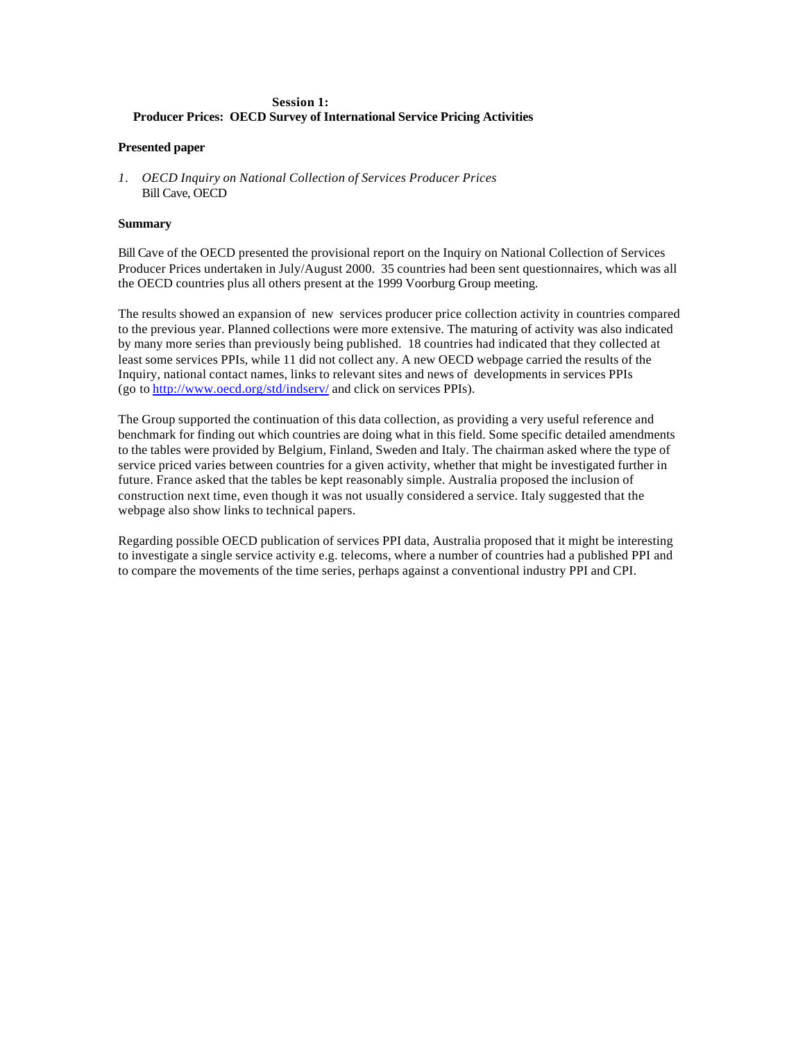## Session 1:
## Producer Prices: OECD Survey of International Service Pricing Activities

**Presented paper**

1. *OECD Inquiry on National Collection of Services Producer Prices*
   Bill Cave, OECD

**Summary**

Bill Cave of the OECD presented the provisional report on the Inquiry on National Collection of Services Producer Prices undertaken in July/August 2000. 35 countries had been sent questionnaires, which was all the OECD countries plus all others present at the 1999 Voorburg Group meeting.

The results showed an expansion of new services producer price collection activity in countries compared to the previous year. Planned collections were more extensive. The maturing of activity was also indicated by many more series than previously being published. 18 countries had indicated that they collected at least some services PPIs, while 11 did not collect any. A new OECD webpage carried the results of the Inquiry, national contact names, links to relevant sites and news of developments in services PPIs (go to http://www.oecd.org/std/indserv/ and click on services PPIs).

The Group supported the continuation of this data collection, as providing a very useful reference and benchmark for finding out which countries are doing what in this field. Some specific detailed amendments to the tables were provided by Belgium, Finland, Sweden and Italy. The chairman asked where the type of service priced varies between countries for a given activity, whether that might be investigated further in future. France asked that the tables be kept reasonably simple. Australia proposed the inclusion of construction next time, even though it was not usually considered a service. Italy suggested that the webpage also show links to technical papers.

Regarding possible OECD publication of services PPI data, Australia proposed that it might be interesting to investigate a single service activity e.g. telecoms, where a number of countries had a published PPI and to compare the movements of the time series, perhaps against a conventional industry PPI and CPI.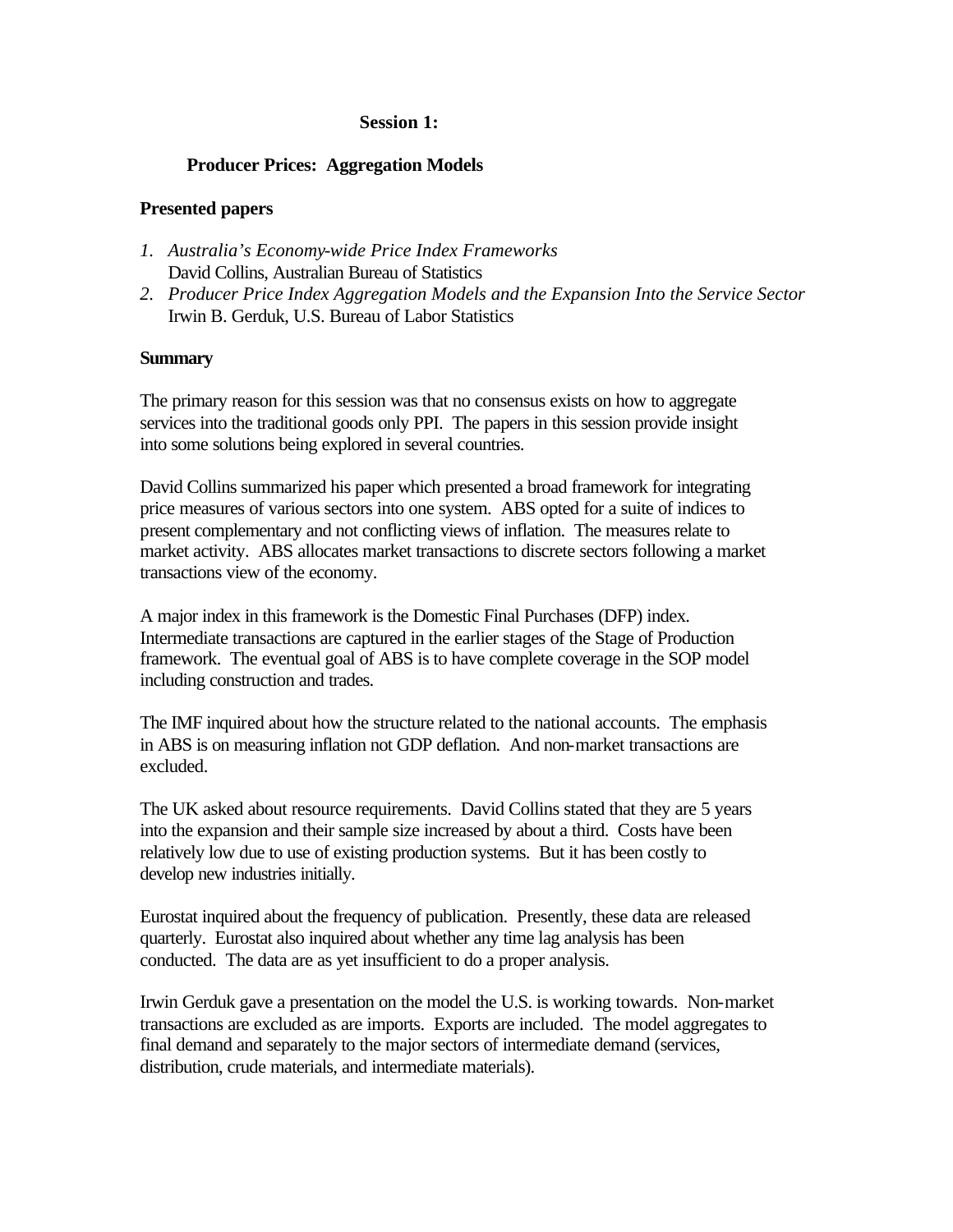## Session 1:

### Producer Prices: Aggregation Models

**Presented papers**

1. *Australia's Economy-wide Price Index Frameworks*
   David Collins, Australian Bureau of Statistics
2. *Producer Price Index Aggregation Models and the Expansion Into the Service Sector*
   Irwin B. Gerduk, U.S. Bureau of Labor Statistics

**Summary**

The primary reason for this session was that no consensus exists on how to aggregate services into the traditional goods only PPI. The papers in this session provide insight into some solutions being explored in several countries.

David Collins summarized his paper which presented a broad framework for integrating price measures of various sectors into one system. ABS opted for a suite of indices to present complementary and not conflicting views of inflation. The measures relate to market activity. ABS allocates market transactions to discrete sectors following a market transactions view of the economy.

A major index in this framework is the Domestic Final Purchases (DFP) index. Intermediate transactions are captured in the earlier stages of the Stage of Production framework. The eventual goal of ABS is to have complete coverage in the SOP model including construction and trades.

The IMF inquired about how the structure related to the national accounts. The emphasis in ABS is on measuring inflation not GDP deflation. And non-market transactions are excluded.

The UK asked about resource requirements. David Collins stated that they are 5 years into the expansion and their sample size increased by about a third. Costs have been relatively low due to use of existing production systems. But it has been costly to develop new industries initially.

Eurostat inquired about the frequency of publication. Presently, these data are released quarterly. Eurostat also inquired about whether any time lag analysis has been conducted. The data are as yet insufficient to do a proper analysis.

Irwin Gerduk gave a presentation on the model the U.S. is working towards. Non-market transactions are excluded as are imports. Exports are included. The model aggregates to final demand and separately to the major sectors of intermediate demand (services, distribution, crude materials, and intermediate materials).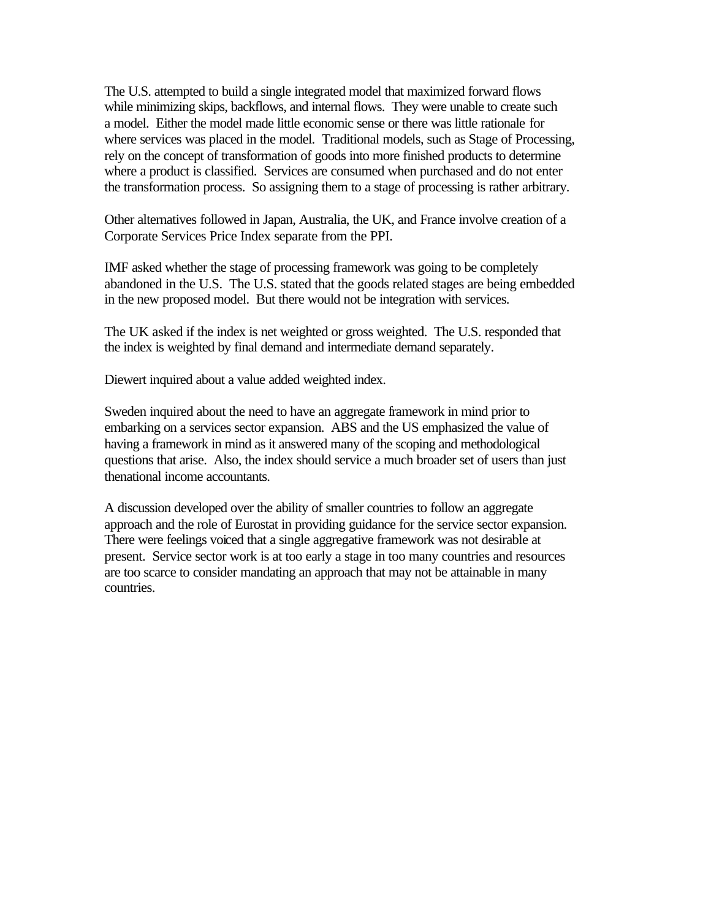The U.S. attempted to build a single integrated model that maximized forward flows while minimizing skips, backflows, and internal flows. They were unable to create such a model. Either the model made little economic sense or there was little rationale for where services was placed in the model. Traditional models, such as Stage of Processing, rely on the concept of transformation of goods into more finished products to determine where a product is classified. Services are consumed when purchased and do not enter the transformation process. So assigning them to a stage of processing is rather arbitrary.

Other alternatives followed in Japan, Australia, the UK, and France involve creation of a Corporate Services Price Index separate from the PPI.

IMF asked whether the stage of processing framework was going to be completely abandoned in the U.S. The U.S. stated that the goods related stages are being embedded in the new proposed model. But there would not be integration with services.

The UK asked if the index is net weighted or gross weighted. The U.S. responded that the index is weighted by final demand and intermediate demand separately.

Diewert inquired about a value added weighted index.

Sweden inquired about the need to have an aggregate framework in mind prior to embarking on a services sector expansion. ABS and the US emphasized the value of having a framework in mind as it answered many of the scoping and methodological questions that arise. Also, the index should service a much broader set of users than just thenational income accountants.

A discussion developed over the ability of smaller countries to follow an aggregate approach and the role of Eurostat in providing guidance for the service sector expansion. There were feelings voiced that a single aggregative framework was not desirable at present. Service sector work is at too early a stage in too many countries and resources are too scarce to consider mandating an approach that may not be attainable in many countries.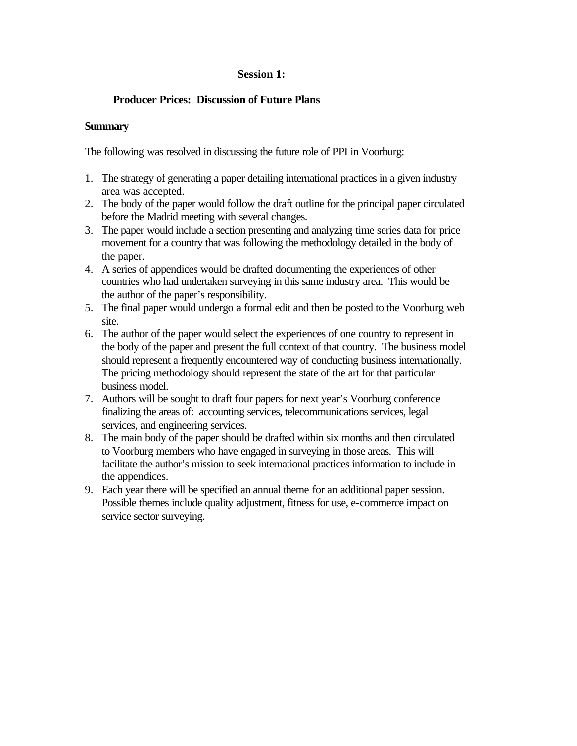# Session 1:

## Producer Prices: Discussion of Future Plans

### Summary

The following was resolved in discussing the future role of PPI in Voorburg:

1. The strategy of generating a paper detailing international practices in a given industry area was accepted.
2. The body of the paper would follow the draft outline for the principal paper circulated before the Madrid meeting with several changes.
3. The paper would include a section presenting and analyzing time series data for price movement for a country that was following the methodology detailed in the body of the paper.
4. A series of appendices would be drafted documenting the experiences of other countries who had undertaken surveying in this same industry area. This would be the author of the paper's responsibility.
5. The final paper would undergo a formal edit and then be posted to the Voorburg web site.
6. The author of the paper would select the experiences of one country to represent in the body of the paper and present the full context of that country. The business model should represent a frequently encountered way of conducting business internationally. The pricing methodology should represent the state of the art for that particular business model.
7. Authors will be sought to draft four papers for next year's Voorburg conference finalizing the areas of: accounting services, telecommunications services, legal services, and engineering services.
8. The main body of the paper should be drafted within six months and then circulated to Voorburg members who have engaged in surveying in those areas. This will facilitate the author's mission to seek international practices information to include in the appendices.
9. Each year there will be specified an annual theme for an additional paper session. Possible themes include quality adjustment, fitness for use, e-commerce impact on service sector surveying.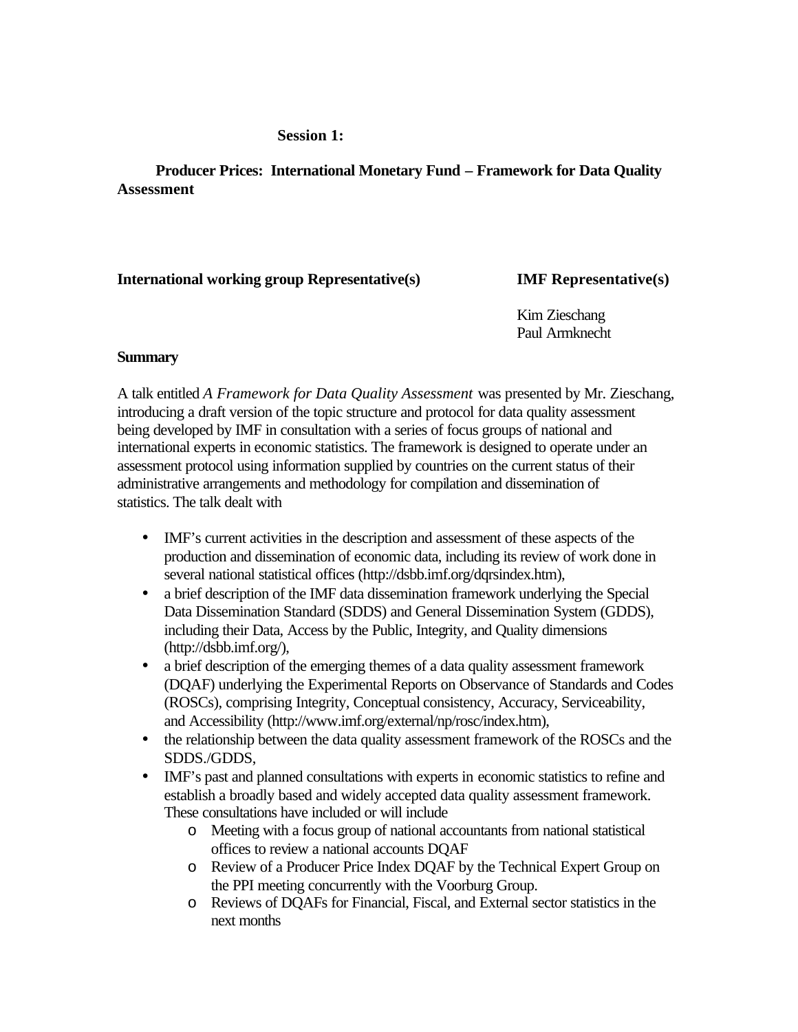## Session 1:

### Producer Prices: International Monetary Fund – Framework for Data Quality Assessment

| **International working group Representative(s)** | **IMF Representative(s)** |
|---|---|
| | Kim Zieschang<br>Paul Armknecht |

**Summary**

A talk entitled *A Framework for Data Quality Assessment* was presented by Mr. Zieschang, introducing a draft version of the topic structure and protocol for data quality assessment being developed by IMF in consultation with a series of focus groups of national and international experts in economic statistics. The framework is designed to operate under an assessment protocol using information supplied by countries on the current status of their administrative arrangements and methodology for compilation and dissemination of statistics. The talk dealt with

- IMF's current activities in the description and assessment of these aspects of the production and dissemination of economic data, including its review of work done in several national statistical offices (http://dsbb.imf.org/dqrsindex.htm),
- a brief description of the IMF data dissemination framework underlying the Special Data Dissemination Standard (SDDS) and General Dissemination System (GDDS), including their Data, Access by the Public, Integrity, and Quality dimensions (http://dsbb.imf.org/),
- a brief description of the emerging themes of a data quality assessment framework (DQAF) underlying the Experimental Reports on Observance of Standards and Codes (ROSCs), comprising Integrity, Conceptual consistency, Accuracy, Serviceability, and Accessibility (http://www.imf.org/external/np/rosc/index.htm),
- the relationship between the data quality assessment framework of the ROSCs and the SDDS./GDDS,
- IMF's past and planned consultations with experts in economic statistics to refine and establish a broadly based and widely accepted data quality assessment framework. These consultations have included or will include
    - Meeting with a focus group of national accountants from national statistical offices to review a national accounts DQAF
    - Review of a Producer Price Index DQAF by the Technical Expert Group on the PPI meeting concurrently with the Voorburg Group.
    - Reviews of DQAFs for Financial, Fiscal, and External sector statistics in the next months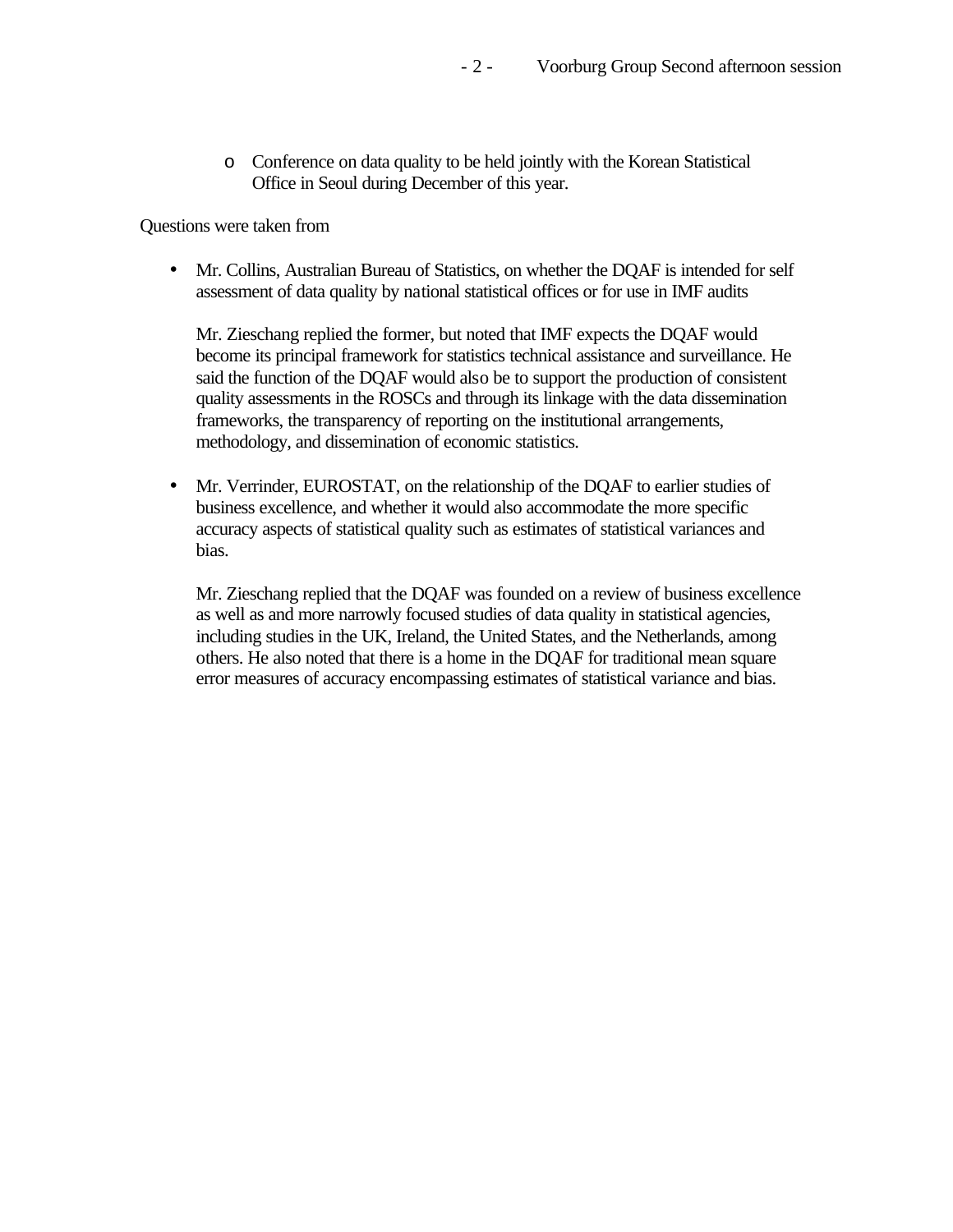- Conference on data quality to be held jointly with the Korean Statistical Office in Seoul during December of this year.

Questions were taken from

- Mr. Collins, Australian Bureau of Statistics, on whether the DQAF is intended for self assessment of data quality by national statistical offices or for use in IMF audits

  Mr. Zieschang replied the former, but noted that IMF expects the DQAF would become its principal framework for statistics technical assistance and surveillance. He said the function of the DQAF would also be to support the production of consistent quality assessments in the ROSCs and through its linkage with the data dissemination frameworks, the transparency of reporting on the institutional arrangements, methodology, and dissemination of economic statistics.

- Mr. Verrinder, EUROSTAT, on the relationship of the DQAF to earlier studies of business excellence, and whether it would also accommodate the more specific accuracy aspects of statistical quality such as estimates of statistical variances and bias.

  Mr. Zieschang replied that the DQAF was founded on a review of business excellence as well as and more narrowly focused studies of data quality in statistical agencies, including studies in the UK, Ireland, the United States, and the Netherlands, among others. He also noted that there is a home in the DQAF for traditional mean square error measures of accuracy encompassing estimates of statistical variance and bias.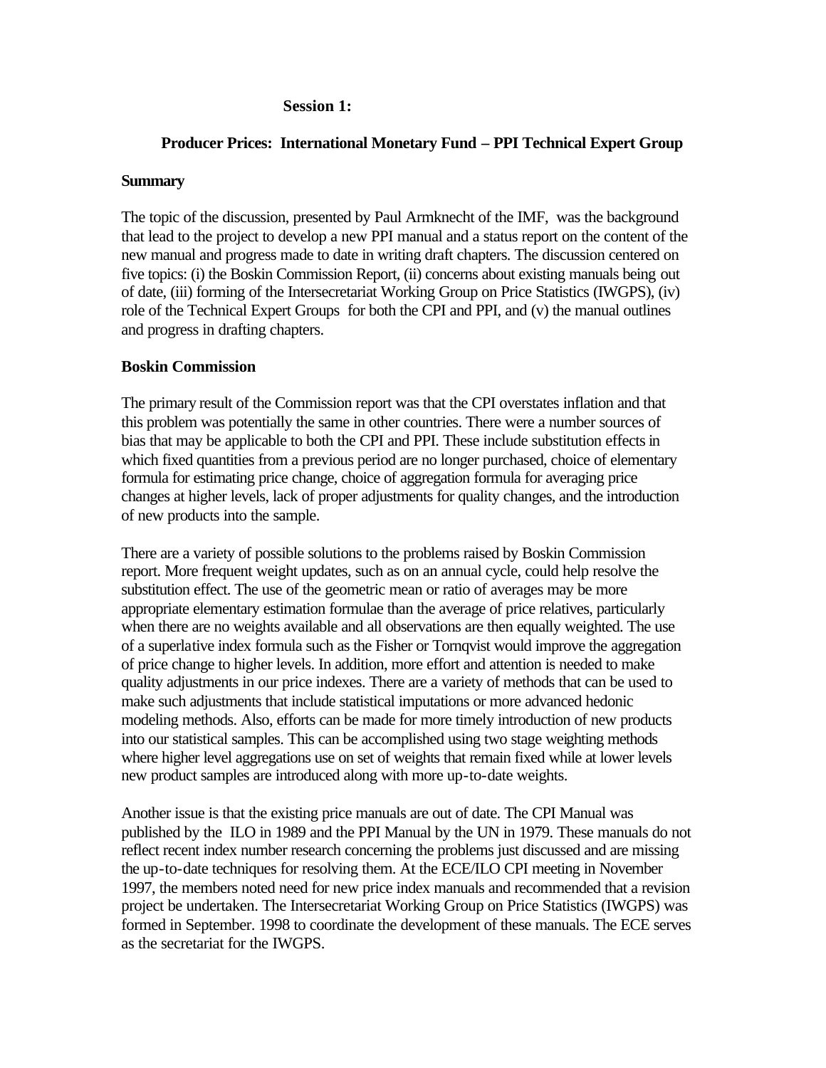**Session 1:**

**Producer Prices: International Monetary Fund – PPI Technical Expert Group**

**Summary**

The topic of the discussion, presented by Paul Armknecht of the IMF, was the background that lead to the project to develop a new PPI manual and a status report on the content of the new manual and progress made to date in writing draft chapters. The discussion centered on five topics: (i) the Boskin Commission Report, (ii) concerns about existing manuals being out of date, (iii) forming of the Intersecretariat Working Group on Price Statistics (IWGPS), (iv) role of the Technical Expert Groups for both the CPI and PPI, and (v) the manual outlines and progress in drafting chapters.

**Boskin Commission**

The primary result of the Commission report was that the CPI overstates inflation and that this problem was potentially the same in other countries. There were a number sources of bias that may be applicable to both the CPI and PPI. These include substitution effects in which fixed quantities from a previous period are no longer purchased, choice of elementary formula for estimating price change, choice of aggregation formula for averaging price changes at higher levels, lack of proper adjustments for quality changes, and the introduction of new products into the sample.

There are a variety of possible solutions to the problems raised by Boskin Commission report. More frequent weight updates, such as on an annual cycle, could help resolve the substitution effect. The use of the geometric mean or ratio of averages may be more appropriate elementary estimation formulae than the average of price relatives, particularly when there are no weights available and all observations are then equally weighted. The use of a superlative index formula such as the Fisher or Tornqvist would improve the aggregation of price change to higher levels. In addition, more effort and attention is needed to make quality adjustments in our price indexes. There are a variety of methods that can be used to make such adjustments that include statistical imputations or more advanced hedonic modeling methods. Also, efforts can be made for more timely introduction of new products into our statistical samples. This can be accomplished using two stage weighting methods where higher level aggregations use on set of weights that remain fixed while at lower levels new product samples are introduced along with more up-to-date weights.

Another issue is that the existing price manuals are out of date. The CPI Manual was published by the ILO in 1989 and the PPI Manual by the UN in 1979. These manuals do not reflect recent index number research concerning the problems just discussed and are missing the up-to-date techniques for resolving them. At the ECE/ILO CPI meeting in November 1997, the members noted need for new price index manuals and recommended that a revision project be undertaken. The Intersecretariat Working Group on Price Statistics (IWGPS) was formed in September. 1998 to coordinate the development of these manuals. The ECE serves as the secretariat for the IWGPS.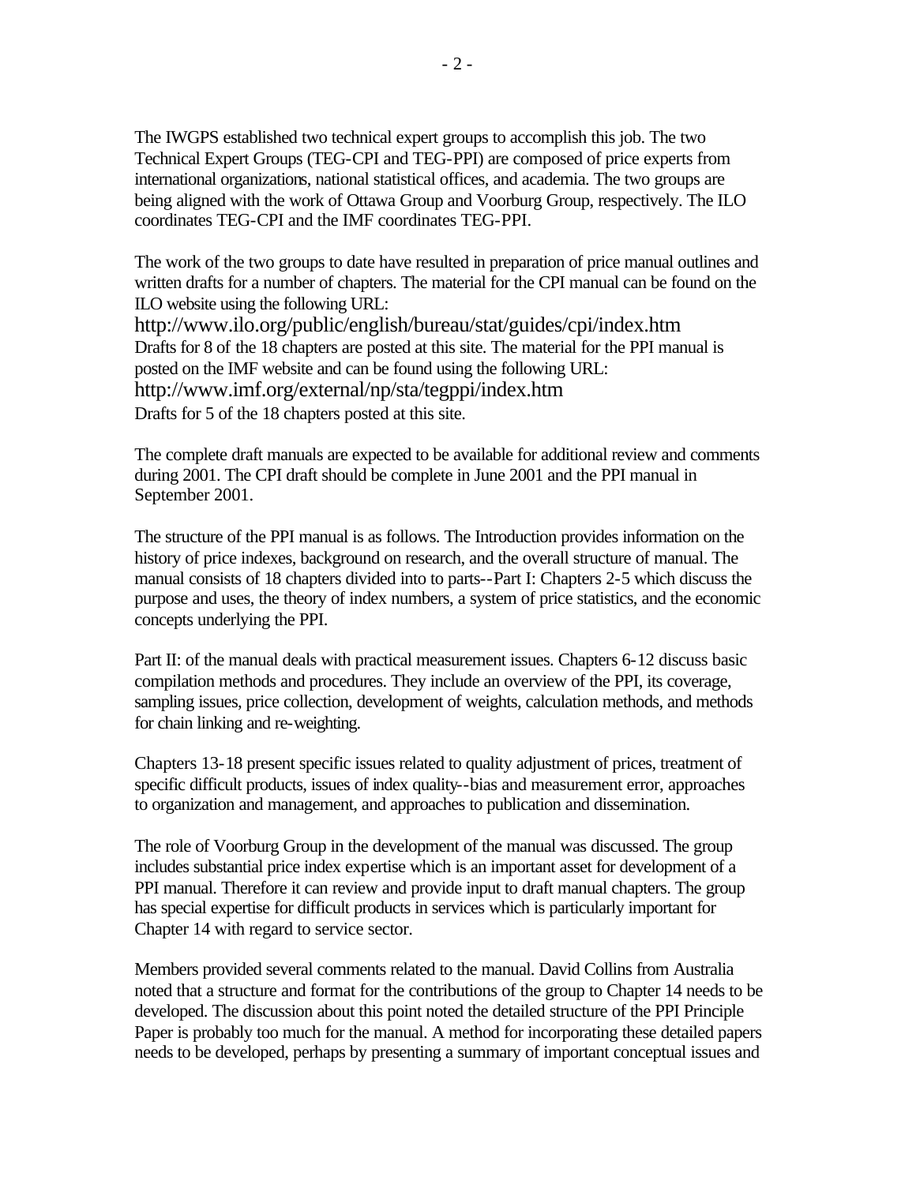The IWGPS established two technical expert groups to accomplish this job. The two Technical Expert Groups (TEG-CPI and TEG-PPI) are composed of price experts from international organizations, national statistical offices, and academia. The two groups are being aligned with the work of Ottawa Group and Voorburg Group, respectively. The ILO coordinates TEG-CPI and the IMF coordinates TEG-PPI.

The work of the two groups to date have resulted in preparation of price manual outlines and written drafts for a number of chapters. The material for the CPI manual can be found on the ILO website using the following URL:
http://www.ilo.org/public/english/bureau/stat/guides/cpi/index.htm
Drafts for 8 of the 18 chapters are posted at this site. The material for the PPI manual is posted on the IMF website and can be found using the following URL:
http://www.imf.org/external/np/sta/tegppi/index.htm
Drafts for 5 of the 18 chapters posted at this site.

The complete draft manuals are expected to be available for additional review and comments during 2001. The CPI draft should be complete in June 2001 and the PPI manual in September 2001.

The structure of the PPI manual is as follows. The Introduction provides information on the history of price indexes, background on research, and the overall structure of manual. The manual consists of 18 chapters divided into to parts--Part I: Chapters 2-5 which discuss the purpose and uses, the theory of index numbers, a system of price statistics, and the economic concepts underlying the PPI.

Part II: of the manual deals with practical measurement issues. Chapters 6-12 discuss basic compilation methods and procedures. They include an overview of the PPI, its coverage, sampling issues, price collection, development of weights, calculation methods, and methods for chain linking and re-weighting.

Chapters 13-18 present specific issues related to quality adjustment of prices, treatment of specific difficult products, issues of index quality--bias and measurement error, approaches to organization and management, and approaches to publication and dissemination.

The role of Voorburg Group in the development of the manual was discussed. The group includes substantial price index expertise which is an important asset for development of a PPI manual. Therefore it can review and provide input to draft manual chapters. The group has special expertise for difficult products in services which is particularly important for Chapter 14 with regard to service sector.

Members provided several comments related to the manual. David Collins from Australia noted that a structure and format for the contributions of the group to Chapter 14 needs to be developed. The discussion about this point noted the detailed structure of the PPI Principle Paper is probably too much for the manual. A method for incorporating these detailed papers needs to be developed, perhaps by presenting a summary of important conceptual issues and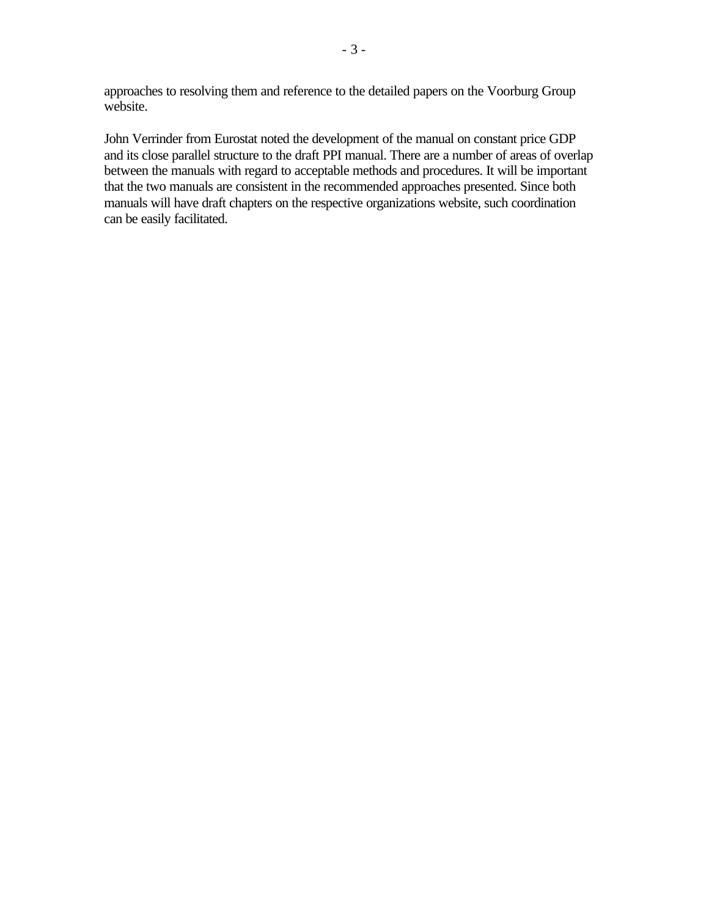approaches to resolving them and reference to the detailed papers on the Voorburg Group website.

John Verrinder from Eurostat noted the development of the manual on constant price GDP and its close parallel structure to the draft PPI manual. There are a number of areas of overlap between the manuals with regard to acceptable methods and procedures. It will be important that the two manuals are consistent in the recommended approaches presented. Since both manuals will have draft chapters on the respective organizations website, such coordination can be easily facilitated.